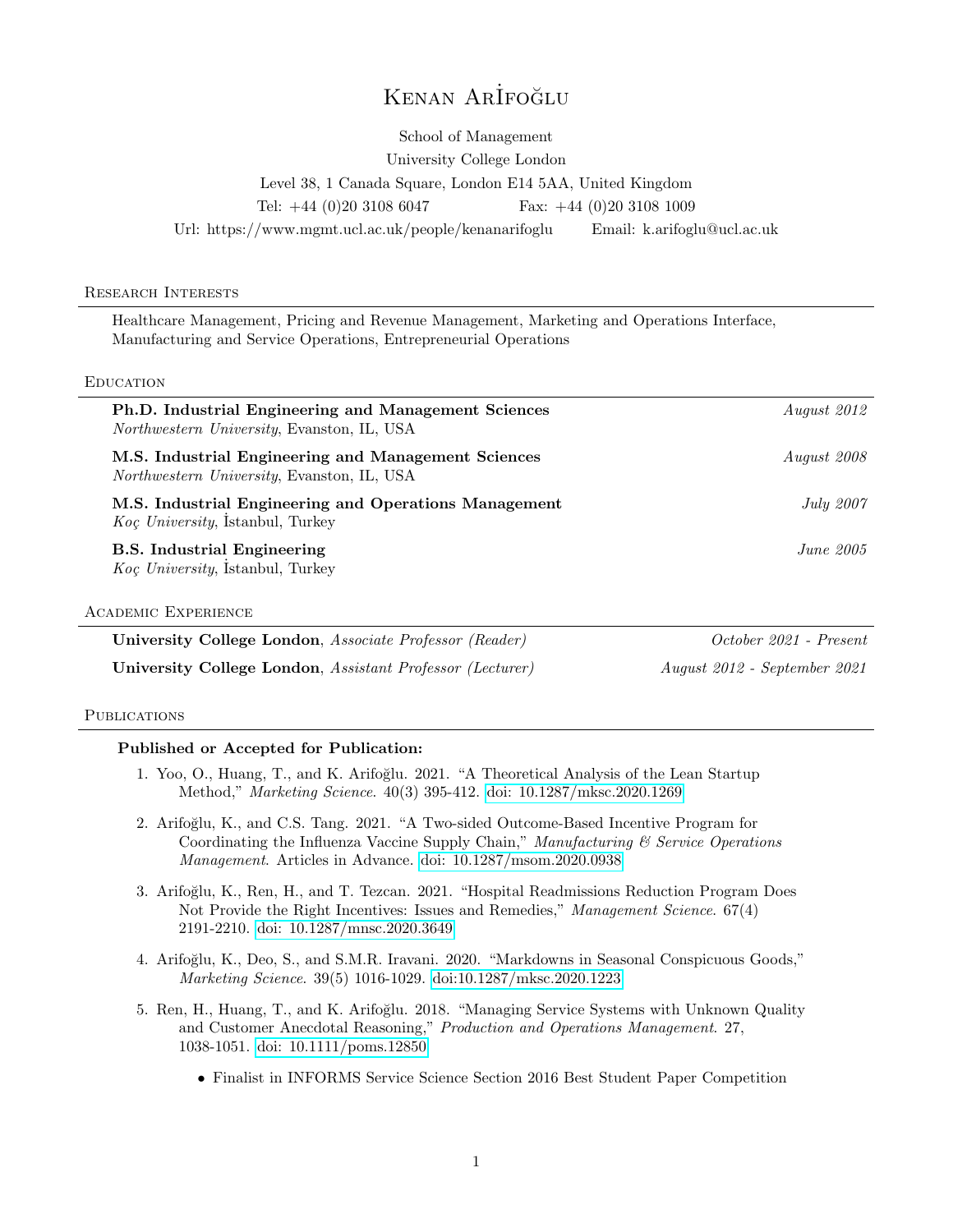# Kenan Arİfoğlu

School of Management
University College London
Level 38, 1 Canada Square, London E14 5AA, United Kingdom
Tel: +44 (0)20 3108 6047 Fax: +44 (0)20 3108 1009
Url: https://www.mgmt.ucl.ac.uk/people/kenanarifoglu Email: k.arifoglu@ucl.ac.uk

## Research Interests

Healthcare Management, Pricing and Revenue Management, Marketing and Operations Interface, Manufacturing and Service Operations, Entrepreneurial Operations

## Education

**Ph.D. Industrial Engineering and Management Sciences** — *August 2012*
*Northwestern University*, Evanston, IL, USA

**M.S. Industrial Engineering and Management Sciences** — *August 2008*
*Northwestern University*, Evanston, IL, USA

**M.S. Industrial Engineering and Operations Management** — *July 2007*
*Koç University*, İstanbul, Turkey

**B.S. Industrial Engineering** — *June 2005*
*Koç University*, İstanbul, Turkey

## Academic Experience

**University College London**, *Associate Professor (Reader)* — *October 2021 - Present*

**University College London**, *Assistant Professor (Lecturer)* — *August 2012 - September 2021*

## Publications

### Published or Accepted for Publication:

1. Yoo, O., Huang, T., and K. Arifoğlu. 2021. "A Theoretical Analysis of the Lean Startup Method," *Marketing Science*. 40(3) 395-412. doi: 10.1287/mksc.2020.1269

2. Arifoğlu, K., and C.S. Tang. 2021. "A Two-sided Outcome-Based Incentive Program for Coordinating the Influenza Vaccine Supply Chain," *Manufacturing & Service Operations Management*. Articles in Advance. doi: 10.1287/msom.2020.0938

3. Arifoğlu, K., Ren, H., and T. Tezcan. 2021. "Hospital Readmissions Reduction Program Does Not Provide the Right Incentives: Issues and Remedies," *Management Science*. 67(4) 2191-2210. doi: 10.1287/mnsc.2020.3649

4. Arifoğlu, K., Deo, S., and S.M.R. Iravani. 2020. "Markdowns in Seasonal Conspicuous Goods," *Marketing Science*. 39(5) 1016-1029. doi:10.1287/mksc.2020.1223

5. Ren, H., Huang, T., and K. Arifoğlu. 2018. "Managing Service Systems with Unknown Quality and Customer Anecdotal Reasoning," *Production and Operations Management*. 27, 1038-1051. doi: 10.1111/poms.12850
   - Finalist in INFORMS Service Science Section 2016 Best Student Paper Competition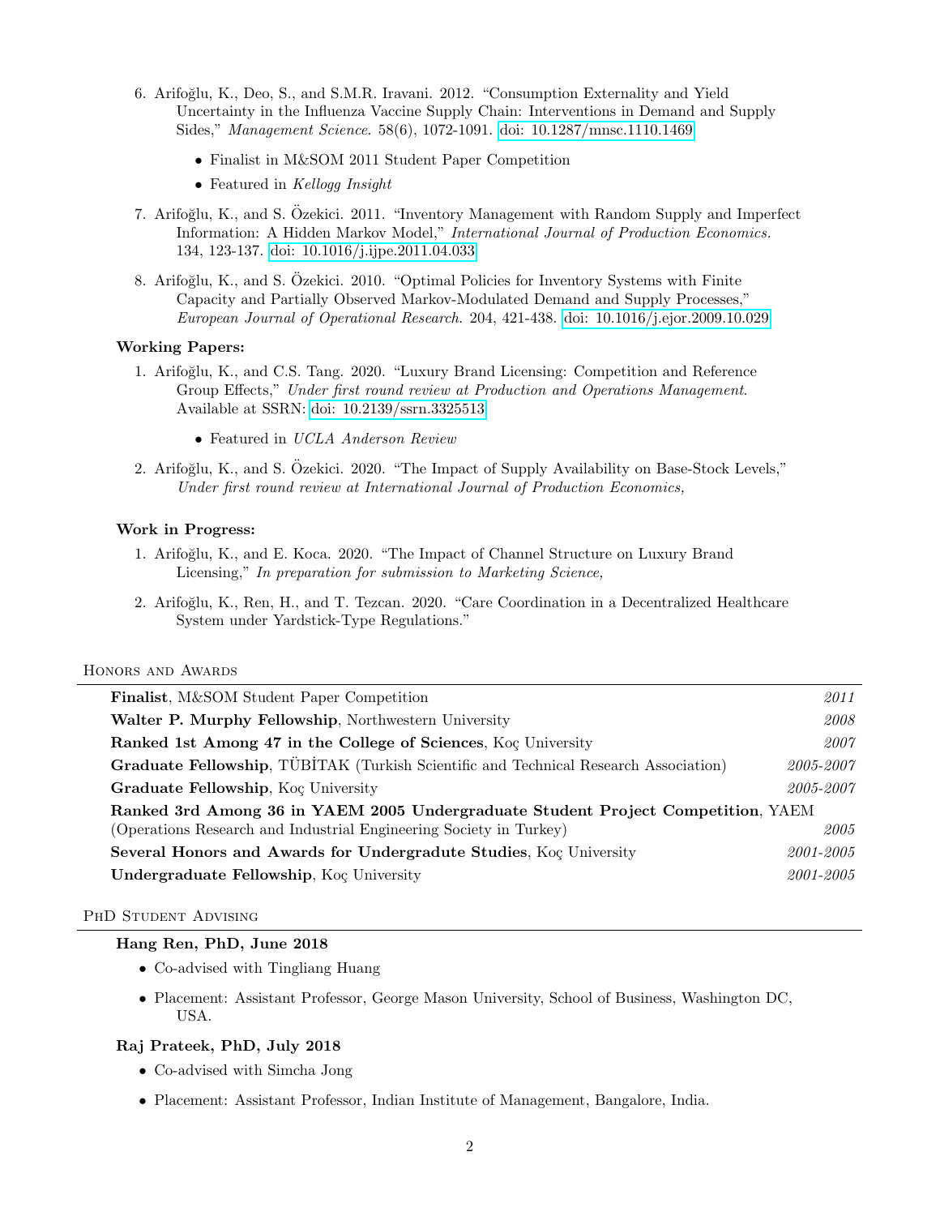6. Arifoğlu, K., Deo, S., and S.M.R. Iravani. 2012. "Consumption Externality and Yield Uncertainty in the Influenza Vaccine Supply Chain: Interventions in Demand and Supply Sides," *Management Science*. 58(6), 1072-1091. doi: 10.1287/mnsc.1110.1469
   - Finalist in M&SOM 2011 Student Paper Competition
   - Featured in *Kellogg Insight*

7. Arifoğlu, K., and S. Özekici. 2011. "Inventory Management with Random Supply and Imperfect Information: A Hidden Markov Model," *International Journal of Production Economics*. 134, 123-137. doi: 10.1016/j.ijpe.2011.04.033

8. Arifoğlu, K., and S. Özekici. 2010. "Optimal Policies for Inventory Systems with Finite Capacity and Partially Observed Markov-Modulated Demand and Supply Processes," *European Journal of Operational Research*. 204, 421-438. doi: 10.1016/j.ejor.2009.10.029

**Working Papers:**

1. Arifoğlu, K., and C.S. Tang. 2020. "Luxury Brand Licensing: Competition and Reference Group Effects," *Under first round review at Production and Operations Management*. Available at SSRN: doi: 10.2139/ssrn.3325513
   - Featured in *UCLA Anderson Review*

2. Arifoğlu, K., and S. Özekici. 2020. "The Impact of Supply Availability on Base-Stock Levels," *Under first round review at International Journal of Production Economics,*

**Work in Progress:**

1. Arifoğlu, K., and E. Koca. 2020. "The Impact of Channel Structure on Luxury Brand Licensing," *In preparation for submission to Marketing Science,*

2. Arifoğlu, K., Ren, H., and T. Tezcan. 2020. "Care Coordination in a Decentralized Healthcare System under Yardstick-Type Regulations."

## Honors and Awards

| | |
|---|---|
| **Finalist**, M&SOM Student Paper Competition | *2011* |
| **Walter P. Murphy Fellowship**, Northwestern University | *2008* |
| **Ranked 1st Among 47 in the College of Sciences**, Koç University | *2007* |
| **Graduate Fellowship**, TÜBİTAK (Turkish Scientific and Technical Research Association) | *2005-2007* |
| **Graduate Fellowship**, Koç University | *2005-2007* |
| **Ranked 3rd Among 36 in YAEM 2005 Undergraduate Student Project Competition**, YAEM (Operations Research and Industrial Engineering Society in Turkey) | *2005* |
| **Several Honors and Awards for Undergradute Studies**, Koç University | *2001-2005* |
| **Undergraduate Fellowship**, Koç University | *2001-2005* |

## PhD Student Advising

**Hang Ren, PhD, June 2018**

- Co-advised with Tingliang Huang
- Placement: Assistant Professor, George Mason University, School of Business, Washington DC, USA.

**Raj Prateek, PhD, July 2018**

- Co-advised with Simcha Jong
- Placement: Assistant Professor, Indian Institute of Management, Bangalore, India.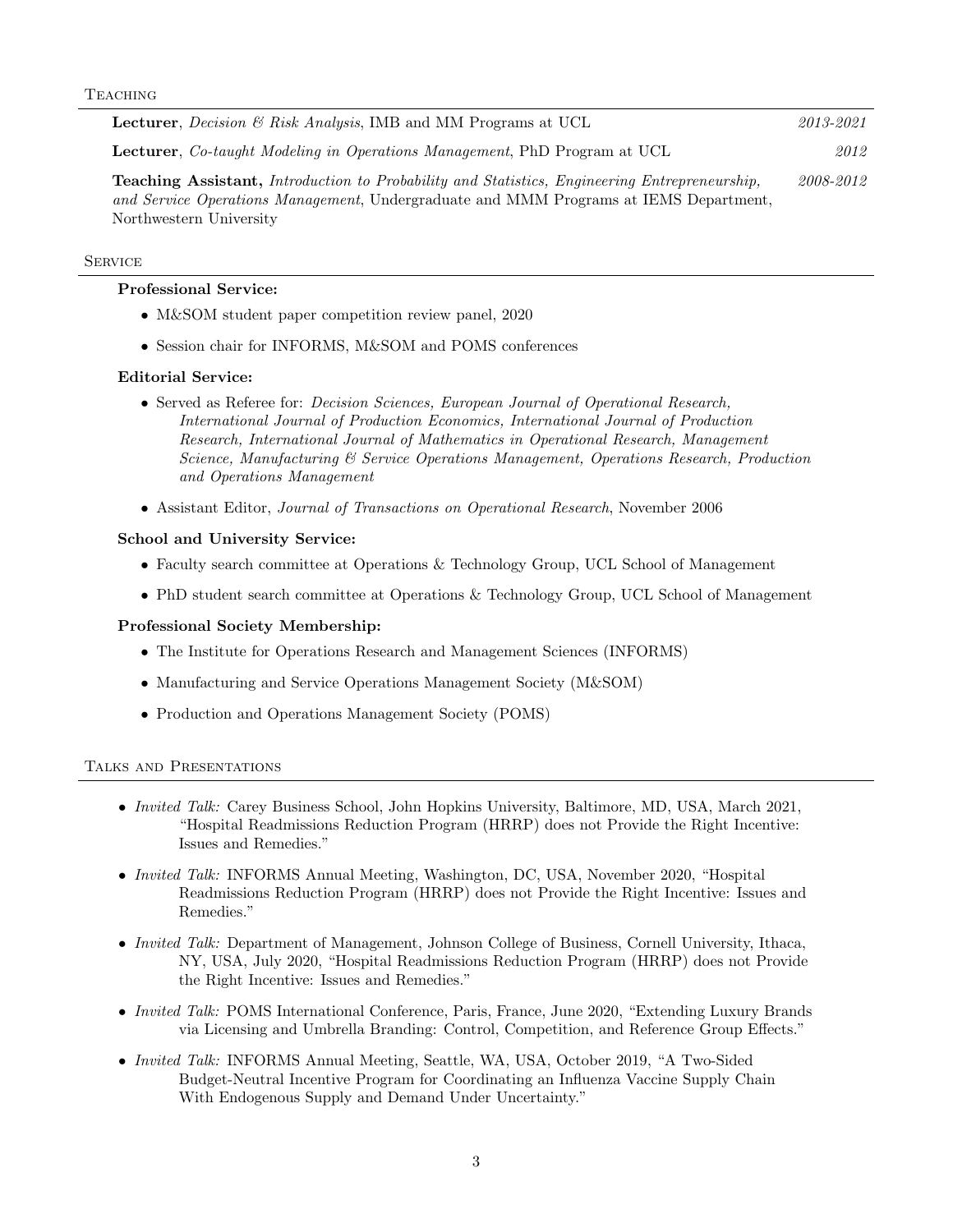## Teaching

**Lecturer**, *Decision & Risk Analysis*, IMB and MM Programs at UCL — *2013-2021*

**Lecturer**, *Co-taught Modeling in Operations Management*, PhD Program at UCL — *2012*

**Teaching Assistant,** *Introduction to Probability and Statistics, Engineering Entrepreneurship, and Service Operations Management*, Undergraduate and MMM Programs at IEMS Department, Northwestern University — *2008-2012*

## Service

**Professional Service:**

- M&SOM student paper competition review panel, 2020
- Session chair for INFORMS, M&SOM and POMS conferences

**Editorial Service:**

- Served as Referee for: *Decision Sciences, European Journal of Operational Research, International Journal of Production Economics, International Journal of Production Research, International Journal of Mathematics in Operational Research, Management Science, Manufacturing & Service Operations Management, Operations Research, Production and Operations Management*
- Assistant Editor, *Journal of Transactions on Operational Research*, November 2006

**School and University Service:**

- Faculty search committee at Operations & Technology Group, UCL School of Management
- PhD student search committee at Operations & Technology Group, UCL School of Management

**Professional Society Membership:**

- The Institute for Operations Research and Management Sciences (INFORMS)
- Manufacturing and Service Operations Management Society (M&SOM)
- Production and Operations Management Society (POMS)

## Talks and Presentations

- *Invited Talk:* Carey Business School, John Hopkins University, Baltimore, MD, USA, March 2021, "Hospital Readmissions Reduction Program (HRRP) does not Provide the Right Incentive: Issues and Remedies."
- *Invited Talk:* INFORMS Annual Meeting, Washington, DC, USA, November 2020, "Hospital Readmissions Reduction Program (HRRP) does not Provide the Right Incentive: Issues and Remedies."
- *Invited Talk:* Department of Management, Johnson College of Business, Cornell University, Ithaca, NY, USA, July 2020, "Hospital Readmissions Reduction Program (HRRP) does not Provide the Right Incentive: Issues and Remedies."
- *Invited Talk:* POMS International Conference, Paris, France, June 2020, "Extending Luxury Brands via Licensing and Umbrella Branding: Control, Competition, and Reference Group Effects."
- *Invited Talk:* INFORMS Annual Meeting, Seattle, WA, USA, October 2019, "A Two-Sided Budget-Neutral Incentive Program for Coordinating an Influenza Vaccine Supply Chain With Endogenous Supply and Demand Under Uncertainty."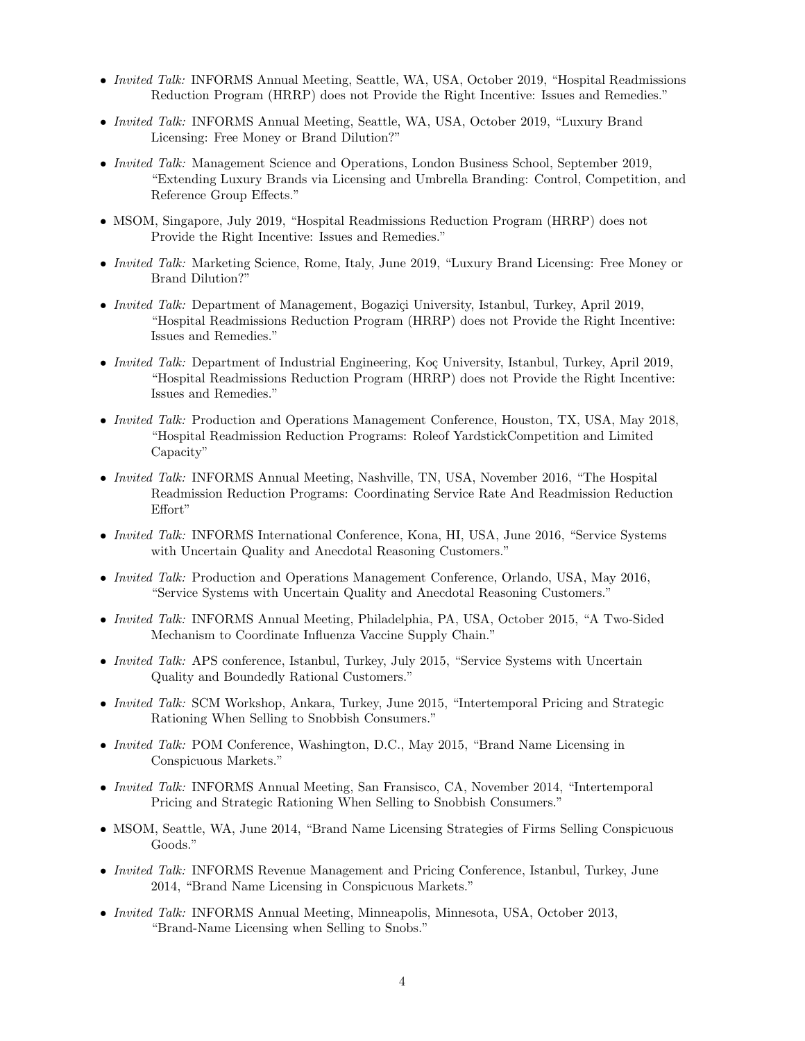- *Invited Talk:* INFORMS Annual Meeting, Seattle, WA, USA, October 2019, "Hospital Readmissions Reduction Program (HRRP) does not Provide the Right Incentive: Issues and Remedies."
- *Invited Talk:* INFORMS Annual Meeting, Seattle, WA, USA, October 2019, "Luxury Brand Licensing: Free Money or Brand Dilution?"
- *Invited Talk:* Management Science and Operations, London Business School, September 2019, "Extending Luxury Brands via Licensing and Umbrella Branding: Control, Competition, and Reference Group Effects."
- MSOM, Singapore, July 2019, "Hospital Readmissions Reduction Program (HRRP) does not Provide the Right Incentive: Issues and Remedies."
- *Invited Talk:* Marketing Science, Rome, Italy, June 2019, "Luxury Brand Licensing: Free Money or Brand Dilution?"
- *Invited Talk:* Department of Management, Bogaziçi University, Istanbul, Turkey, April 2019, "Hospital Readmissions Reduction Program (HRRP) does not Provide the Right Incentive: Issues and Remedies."
- *Invited Talk:* Department of Industrial Engineering, Koç University, Istanbul, Turkey, April 2019, "Hospital Readmissions Reduction Program (HRRP) does not Provide the Right Incentive: Issues and Remedies."
- *Invited Talk:* Production and Operations Management Conference, Houston, TX, USA, May 2018, "Hospital Readmission Reduction Programs: Roleof YardstickCompetition and Limited Capacity"
- *Invited Talk:* INFORMS Annual Meeting, Nashville, TN, USA, November 2016, "The Hospital Readmission Reduction Programs: Coordinating Service Rate And Readmission Reduction Effort"
- *Invited Talk:* INFORMS International Conference, Kona, HI, USA, June 2016, "Service Systems with Uncertain Quality and Anecdotal Reasoning Customers."
- *Invited Talk:* Production and Operations Management Conference, Orlando, USA, May 2016, "Service Systems with Uncertain Quality and Anecdotal Reasoning Customers."
- *Invited Talk:* INFORMS Annual Meeting, Philadelphia, PA, USA, October 2015, "A Two-Sided Mechanism to Coordinate Influenza Vaccine Supply Chain."
- *Invited Talk:* APS conference, Istanbul, Turkey, July 2015, "Service Systems with Uncertain Quality and Boundedly Rational Customers."
- *Invited Talk:* SCM Workshop, Ankara, Turkey, June 2015, "Intertemporal Pricing and Strategic Rationing When Selling to Snobbish Consumers."
- *Invited Talk:* POM Conference, Washington, D.C., May 2015, "Brand Name Licensing in Conspicuous Markets."
- *Invited Talk:* INFORMS Annual Meeting, San Fransisco, CA, November 2014, "Intertemporal Pricing and Strategic Rationing When Selling to Snobbish Consumers."
- MSOM, Seattle, WA, June 2014, "Brand Name Licensing Strategies of Firms Selling Conspicuous Goods."
- *Invited Talk:* INFORMS Revenue Management and Pricing Conference, Istanbul, Turkey, June 2014, "Brand Name Licensing in Conspicuous Markets."
- *Invited Talk:* INFORMS Annual Meeting, Minneapolis, Minnesota, USA, October 2013, "Brand-Name Licensing when Selling to Snobs."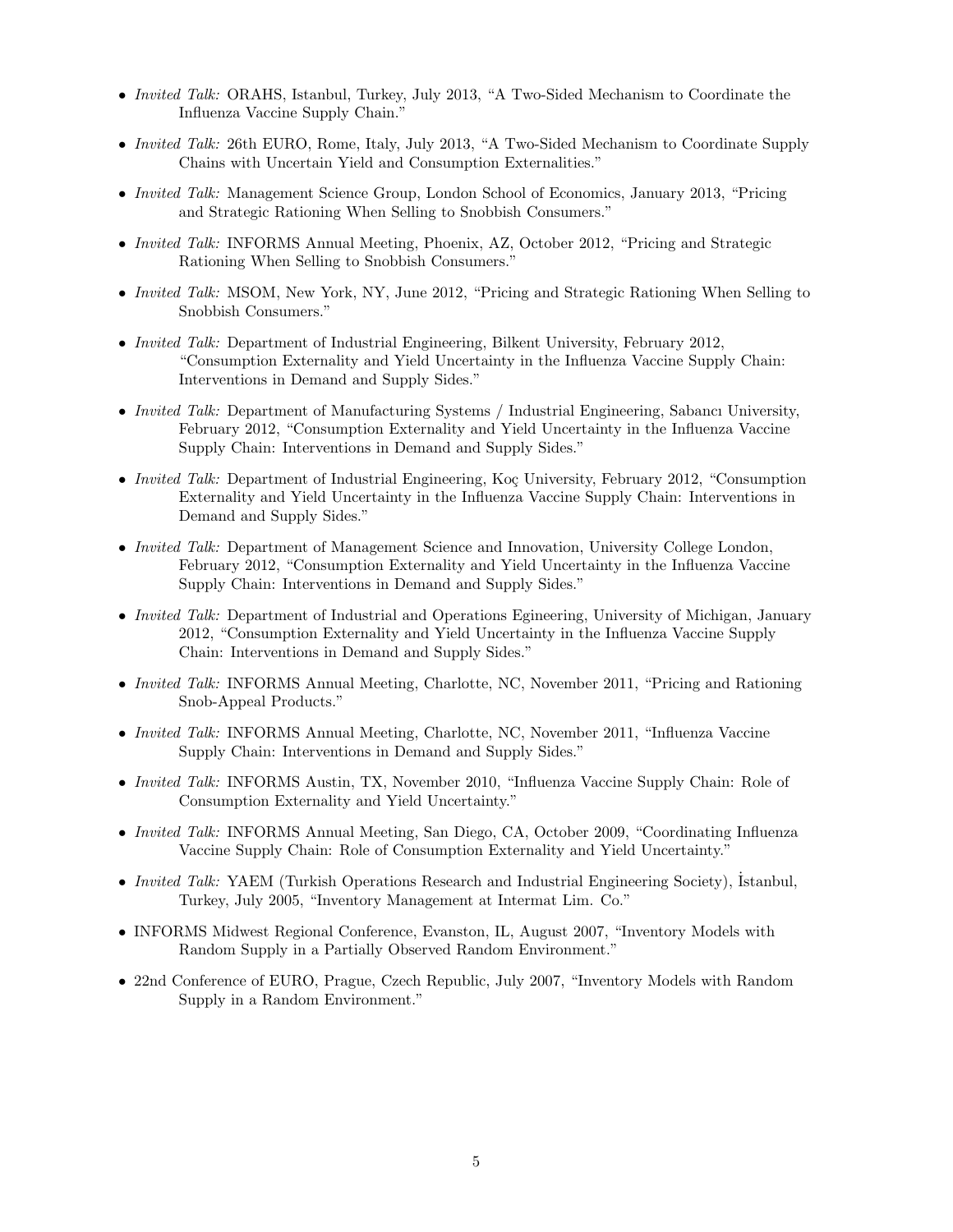- *Invited Talk:* ORAHS, Istanbul, Turkey, July 2013, "A Two-Sided Mechanism to Coordinate the Influenza Vaccine Supply Chain."
- *Invited Talk:* 26th EURO, Rome, Italy, July 2013, "A Two-Sided Mechanism to Coordinate Supply Chains with Uncertain Yield and Consumption Externalities."
- *Invited Talk:* Management Science Group, London School of Economics, January 2013, "Pricing and Strategic Rationing When Selling to Snobbish Consumers."
- *Invited Talk:* INFORMS Annual Meeting, Phoenix, AZ, October 2012, "Pricing and Strategic Rationing When Selling to Snobbish Consumers."
- *Invited Talk:* MSOM, New York, NY, June 2012, "Pricing and Strategic Rationing When Selling to Snobbish Consumers."
- *Invited Talk:* Department of Industrial Engineering, Bilkent University, February 2012, "Consumption Externality and Yield Uncertainty in the Influenza Vaccine Supply Chain: Interventions in Demand and Supply Sides."
- *Invited Talk:* Department of Manufacturing Systems / Industrial Engineering, Sabancı University, February 2012, "Consumption Externality and Yield Uncertainty in the Influenza Vaccine Supply Chain: Interventions in Demand and Supply Sides."
- *Invited Talk:* Department of Industrial Engineering, Koç University, February 2012, "Consumption Externality and Yield Uncertainty in the Influenza Vaccine Supply Chain: Interventions in Demand and Supply Sides."
- *Invited Talk:* Department of Management Science and Innovation, University College London, February 2012, "Consumption Externality and Yield Uncertainty in the Influenza Vaccine Supply Chain: Interventions in Demand and Supply Sides."
- *Invited Talk:* Department of Industrial and Operations Egineering, University of Michigan, January 2012, "Consumption Externality and Yield Uncertainty in the Influenza Vaccine Supply Chain: Interventions in Demand and Supply Sides."
- *Invited Talk:* INFORMS Annual Meeting, Charlotte, NC, November 2011, "Pricing and Rationing Snob-Appeal Products."
- *Invited Talk:* INFORMS Annual Meeting, Charlotte, NC, November 2011, "Influenza Vaccine Supply Chain: Interventions in Demand and Supply Sides."
- *Invited Talk:* INFORMS Austin, TX, November 2010, "Influenza Vaccine Supply Chain: Role of Consumption Externality and Yield Uncertainty."
- *Invited Talk:* INFORMS Annual Meeting, San Diego, CA, October 2009, "Coordinating Influenza Vaccine Supply Chain: Role of Consumption Externality and Yield Uncertainty."
- *Invited Talk:* YAEM (Turkish Operations Research and Industrial Engineering Society), İstanbul, Turkey, July 2005, "Inventory Management at Intermat Lim. Co."
- INFORMS Midwest Regional Conference, Evanston, IL, August 2007, "Inventory Models with Random Supply in a Partially Observed Random Environment."
- 22nd Conference of EURO, Prague, Czech Republic, July 2007, "Inventory Models with Random Supply in a Random Environment."